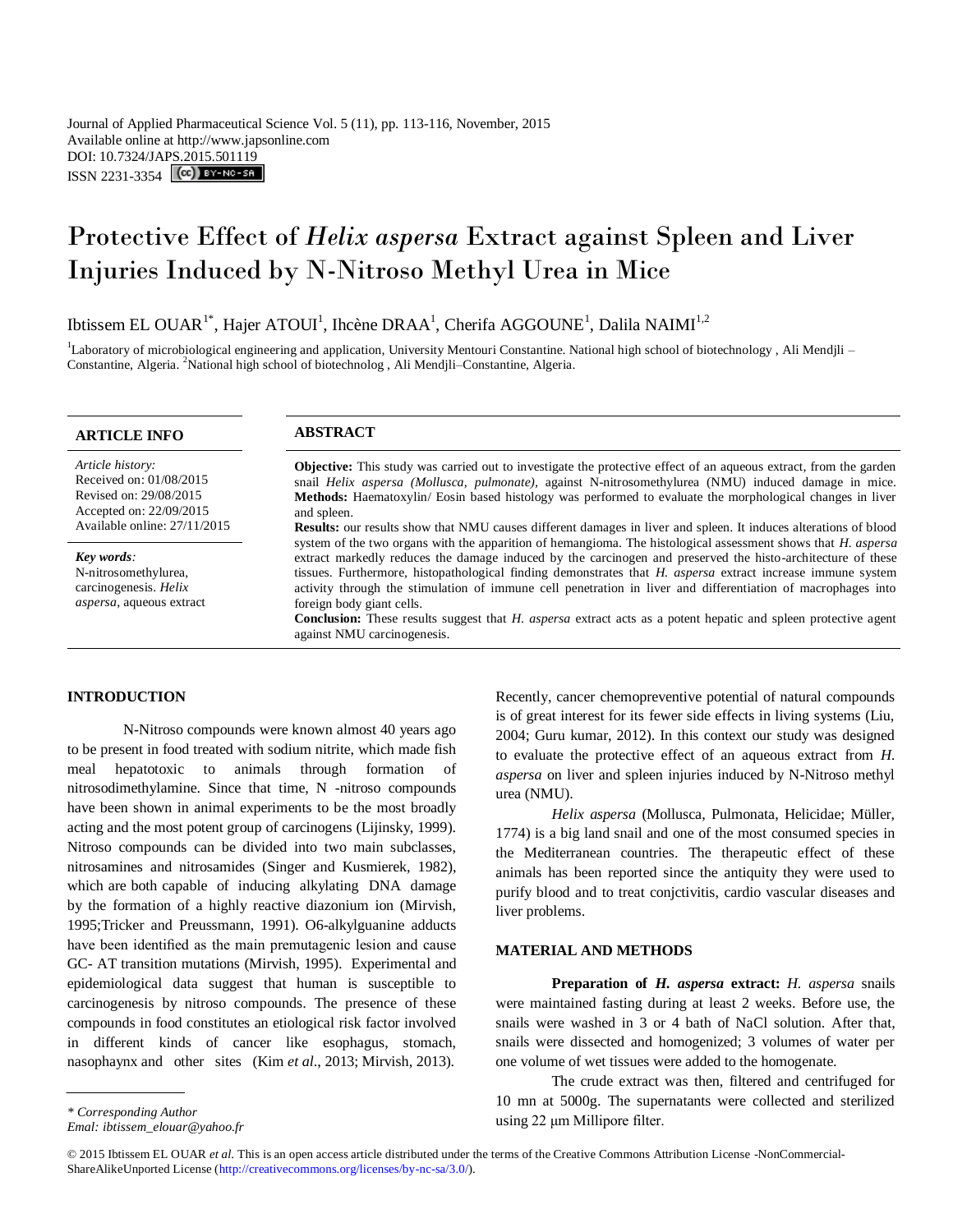Journal of Applied Pharmaceutical Science Vol. 5 (11), pp. 113-116, November, 2015
Available online at http://www.japsonline.com
DOI: 10.7324/JAPS.2015.501119
ISSN 2231-3354

# Protective Effect of *Helix aspersa* Extract against Spleen and Liver Injuries Induced by N-Nitroso Methyl Urea in Mice

Ibtissem EL OUAR[1*], Hajer ATOUI[1], Ihcène DRAA[1], Cherifa AGGOUNE[1], Dalila NAIMI[1,2]

[1]Laboratory of microbiological engineering and application, University Mentouri Constantine. National high school of biotechnology , Ali Mendjli – Constantine, Algeria. [2]National high school of biotechnolog , Ali Mendjli–Constantine, Algeria.

## ARTICLE INFO

*Article history:*
Received on: 01/08/2015
Revised on: 29/08/2015
Accepted on: 22/09/2015
Available online: 27/11/2015

***Key words**:*
N-nitrosomethylurea, carcinogenesis. *Helix aspersa*, aqueous extract

## ABSTRACT

**Objective:** This study was carried out to investigate the protective effect of an aqueous extract, from the garden snail *Helix aspersa (Mollusca, pulmonate),* against N-nitrosomethylurea (NMU) induced damage in mice.
**Methods:** Haematoxylin/ Eosin based histology was performed to evaluate the morphological changes in liver and spleen.
**Results:** our results show that NMU causes different damages in liver and spleen. It induces alterations of blood system of the two organs with the apparition of hemangioma. The histological assessment shows that *H. aspersa* extract markedly reduces the damage induced by the carcinogen and preserved the histo-architecture of these tissues. Furthermore, histopathological finding demonstrates that *H. aspersa* extract increase immune system activity through the stimulation of immune cell penetration in liver and differentiation of macrophages into foreign body giant cells.
**Conclusion:** These results suggest that *H. aspersa* extract acts as a potent hepatic and spleen protective agent against NMU carcinogenesis.

## INTRODUCTION

N-Nitroso compounds were known almost 40 years ago to be present in food treated with sodium nitrite, which made fish meal hepatotoxic to animals through formation of nitrosodimethylamine. Since that time, N -nitroso compounds have been shown in animal experiments to be the most broadly acting and the most potent group of carcinogens (Lijinsky, 1999). Nitroso compounds can be divided into two main subclasses, nitrosamines and nitrosamides (Singer and Kusmierek, 1982), which are both capable of inducing alkylating DNA damage by the formation of a highly reactive diazonium ion (Mirvish, 1995;Tricker and Preussmann, 1991). O6-alkylguanine adducts have been identified as the main premutagenic lesion and cause GC- AT transition mutations (Mirvish, 1995). Experimental and epidemiological data suggest that human is susceptible to carcinogenesis by nitroso compounds. The presence of these compounds in food constitutes an etiological risk factor involved in different kinds of cancer like esophagus, stomach, nasophaynx and other sites (Kim *et al*., 2013; Mirvish, 2013).

Recently, cancer chemopreventive potential of natural compounds is of great interest for its fewer side effects in living systems (Liu, 2004; Guru kumar, 2012). In this context our study was designed to evaluate the protective effect of an aqueous extract from *H. aspersa* on liver and spleen injuries induced by N-Nitroso methyl urea (NMU).

*Helix aspersa* (Mollusca, Pulmonata, Helicidae; Müller, 1774) is a big land snail and one of the most consumed species in the Mediterranean countries. The therapeutic effect of these animals has been reported since the antiquity they were used to purify blood and to treat conjctivitis, cardio vascular diseases and liver problems.

## MATERIAL AND METHODS

**Preparation of *H. aspersa* extract:** *H. aspersa* snails were maintained fasting during at least 2 weeks. Before use, the snails were washed in 3 or 4 bath of NaCl solution. After that, snails were dissected and homogenized; 3 volumes of water per one volume of wet tissues were added to the homogenate.

The crude extract was then, filtered and centrifuged for 10 mn at 5000g. The supernatants were collected and sterilized using 22 µm Millipore filter.

* Corresponding Author
Emal: ibtissem_elouar@yahoo.fr

© 2015 Ibtissem EL OUAR *et al.* This is an open access article distributed under the terms of the Creative Commons Attribution License -NonCommercial-ShareAlikeUnported License (http://creativecommons.org/licenses/by-nc-sa/3.0/).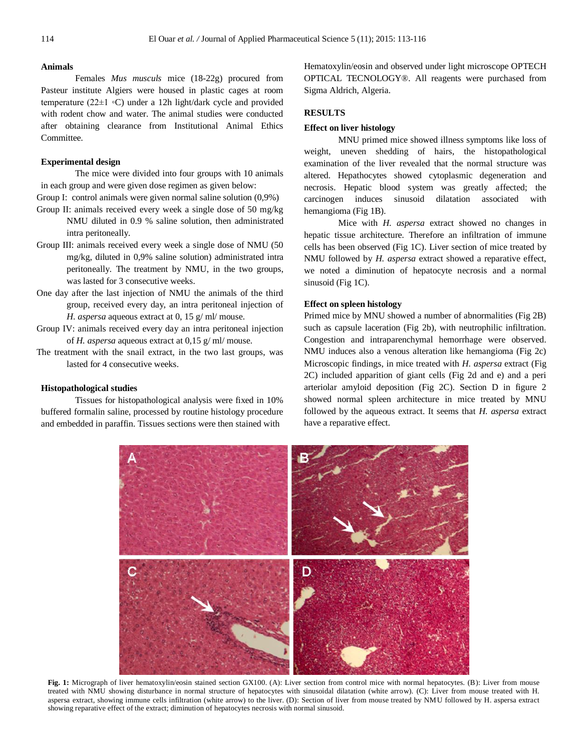### Animals

Females *Mus musculs* mice (18-22g) procured from Pasteur institute Algiers were housed in plastic cages at room temperature (22±1 ◦C) under a 12h light/dark cycle and provided with rodent chow and water. The animal studies were conducted after obtaining clearance from Institutional Animal Ethics Committee.

### Experimental design

The mice were divided into four groups with 10 animals in each group and were given dose regimen as given below:

Group I: control animals were given normal saline solution (0,9%)

Group II: animals received every week a single dose of 50 mg/kg NMU diluted in 0.9 % saline solution, then administrated intra peritoneally.

Group III: animals received every week a single dose of NMU (50 mg/kg, diluted in 0,9% saline solution) administrated intra peritoneally. The treatment by NMU, in the two groups, was lasted for 3 consecutive weeks.

One day after the last injection of NMU the animals of the third group, received every day, an intra peritoneal injection of *H. aspersa* aqueous extract at 0, 15 g/ ml/ mouse.

Group IV: animals received every day an intra peritoneal injection of *H. aspersa* aqueous extract at 0,15 g/ ml/ mouse.

The treatment with the snail extract, in the two last groups, was lasted for 4 consecutive weeks.

### Histopathological studies

Tissues for histopathological analysis were fixed in 10% buffered formalin saline, processed by routine histology procedure and embedded in paraffin. Tissues sections were then stained with Hematoxylin/eosin and observed under light microscope OPTECH OPTICAL TECNOLOGY®. All reagents were purchased from Sigma Aldrich, Algeria.

## RESULTS

### Effect on liver histology

MNU primed mice showed illness symptoms like loss of weight, uneven shedding of hairs, the histopathological examination of the liver revealed that the normal structure was altered. Hepathocytes showed cytoplasmic degeneration and necrosis. Hepatic blood system was greatly affected; the carcinogen induces sinusoid dilatation associated with hemangioma (Fig 1B).

Mice with *H. aspersa* extract showed no changes in hepatic tissue architecture. Therefore an infiltration of immune cells has been observed (Fig 1C). Liver section of mice treated by NMU followed by *H. aspersa* extract showed a reparative effect, we noted a diminution of hepatocyte necrosis and a normal sinusoid (Fig 1C).

### Effect on spleen histology

Primed mice by MNU showed a number of abnormalities (Fig 2B) such as capsule laceration (Fig 2b), with neutrophilic infiltration. Congestion and intraparenchymal hemorrhage were observed. NMU induces also a venous alteration like hemangioma (Fig 2c) Microscopic findings, in mice treated with *H. aspersa* extract (Fig 2C) included apparition of giant cells (Fig 2d and e) and a peri arteriolar amyloid deposition (Fig 2C). Section D in figure 2 showed normal spleen architecture in mice treated by MNU followed by the aqueous extract. It seems that *H. aspersa* extract have a reparative effect.

**Fig. 1:** Micrograph of liver hematoxylin/eosin stained section GX100. (A): Liver section from control mice with normal hepatocytes. (B): Liver from mouse treated with NMU showing disturbance in normal structure of hepatocytes with sinusoidal dilatation (white arrow). (C): Liver from mouse treated with H. aspersa extract, showing immune cells infiltration (white arrow) to the liver. (D): Section of liver from mouse treated by NMU followed by H. aspersa extract showing reparative effect of the extract; diminution of hepatocytes necrosis with normal sinusoid.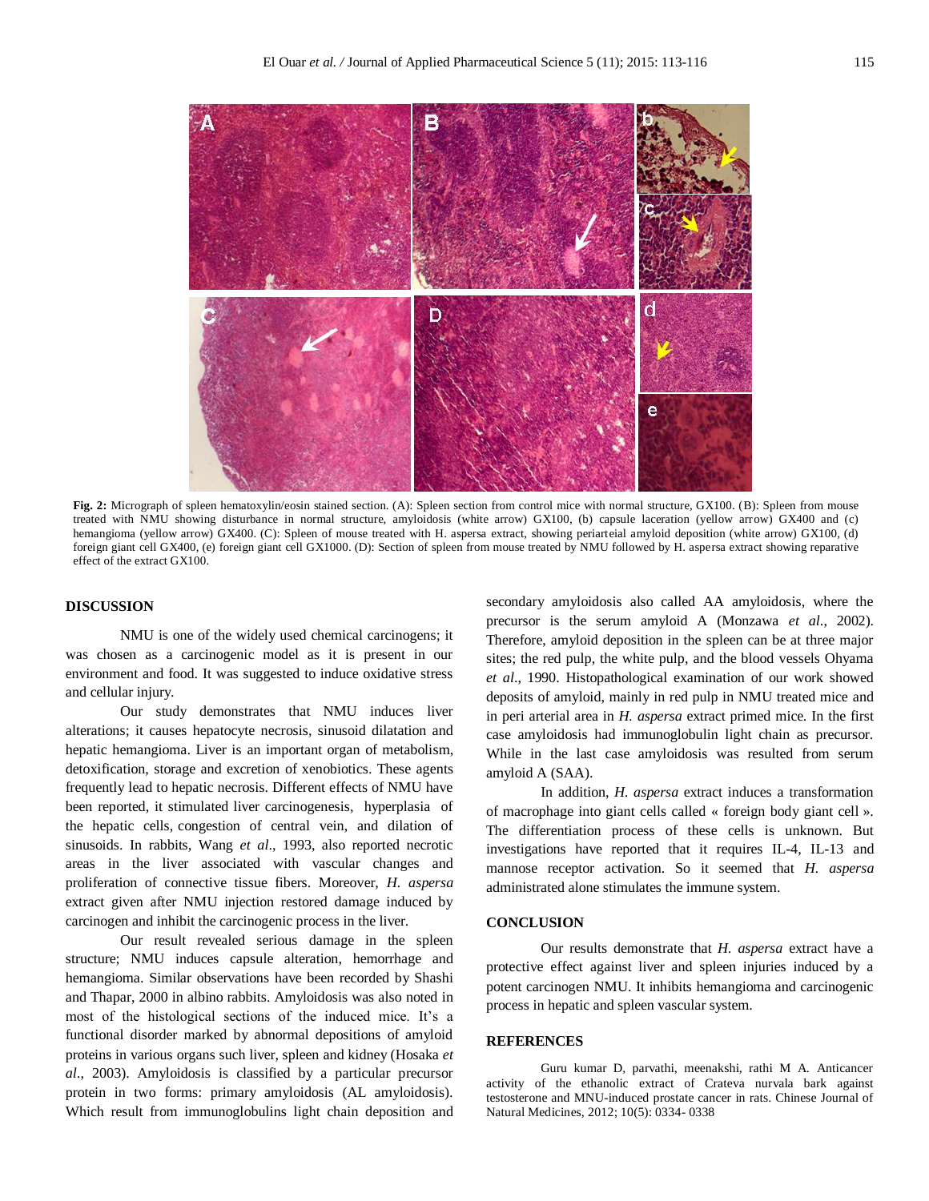Fig. 2: Micrograph of spleen hematoxylin/eosin stained section. (A): Spleen section from control mice with normal structure, GX100. (B): Spleen from mouse treated with NMU showing disturbance in normal structure, amyloidosis (white arrow) GX100, (b) capsule laceration (yellow arrow) GX400 and (c) hemangioma (yellow arrow) GX400. (C): Spleen of mouse treated with H. aspersa extract, showing periarteial amyloid deposition (white arrow) GX100, (d) foreign giant cell GX400, (e) foreign giant cell GX1000. (D): Section of spleen from mouse treated by NMU followed by H. aspersa extract showing reparative effect of the extract GX100.

## DISCUSSION

NMU is one of the widely used chemical carcinogens; it was chosen as a carcinogenic model as it is present in our environment and food. It was suggested to induce oxidative stress and cellular injury.

Our study demonstrates that NMU induces liver alterations; it causes hepatocyte necrosis, sinusoid dilatation and hepatic hemangioma. Liver is an important organ of metabolism, detoxification, storage and excretion of xenobiotics. These agents frequently lead to hepatic necrosis. Different effects of NMU have been reported, it stimulated liver carcinogenesis, hyperplasia of the hepatic cells, congestion of central vein, and dilation of sinusoids. In rabbits, Wang *et al*., 1993, also reported necrotic areas in the liver associated with vascular changes and proliferation of connective tissue fibers. Moreover, *H. aspersa* extract given after NMU injection restored damage induced by carcinogen and inhibit the carcinogenic process in the liver.

Our result revealed serious damage in the spleen structure; NMU induces capsule alteration, hemorrhage and hemangioma. Similar observations have been recorded by Shashi and Thapar, 2000 in albino rabbits. Amyloidosis was also noted in most of the histological sections of the induced mice. It's a functional disorder marked by abnormal depositions of amyloid proteins in various organs such liver, spleen and kidney (Hosaka *et al*., 2003). Amyloidosis is classified by a particular precursor protein in two forms: primary amyloidosis (AL amyloidosis). Which result from immunoglobulins light chain deposition and secondary amyloidosis also called AA amyloidosis, where the precursor is the serum amyloid A (Monzawa *et al*., 2002). Therefore, amyloid deposition in the spleen can be at three major sites; the red pulp, the white pulp, and the blood vessels Ohyama *et al*., 1990. Histopathological examination of our work showed deposits of amyloid, mainly in red pulp in NMU treated mice and in peri arterial area in *H. aspersa* extract primed mice. In the first case amyloidosis had immunoglobulin light chain as precursor. While in the last case amyloidosis was resulted from serum amyloid A (SAA).

In addition, *H. aspersa* extract induces a transformation of macrophage into giant cells called « foreign body giant cell ». The differentiation process of these cells is unknown. But investigations have reported that it requires IL-4, IL-13 and mannose receptor activation. So it seemed that *H. aspersa* administrated alone stimulates the immune system.

## CONCLUSION

Our results demonstrate that *H. aspersa* extract have a protective effect against liver and spleen injuries induced by a potent carcinogen NMU. It inhibits hemangioma and carcinogenic process in hepatic and spleen vascular system.

## REFERENCES

Guru kumar D, parvathi, meenakshi, rathi M A. Anticancer activity of the ethanolic extract of Crateva nurvala bark against testosterone and MNU-induced prostate cancer in rats. Chinese Journal of Natural Medicines, 2012; 10(5): 0334- 0338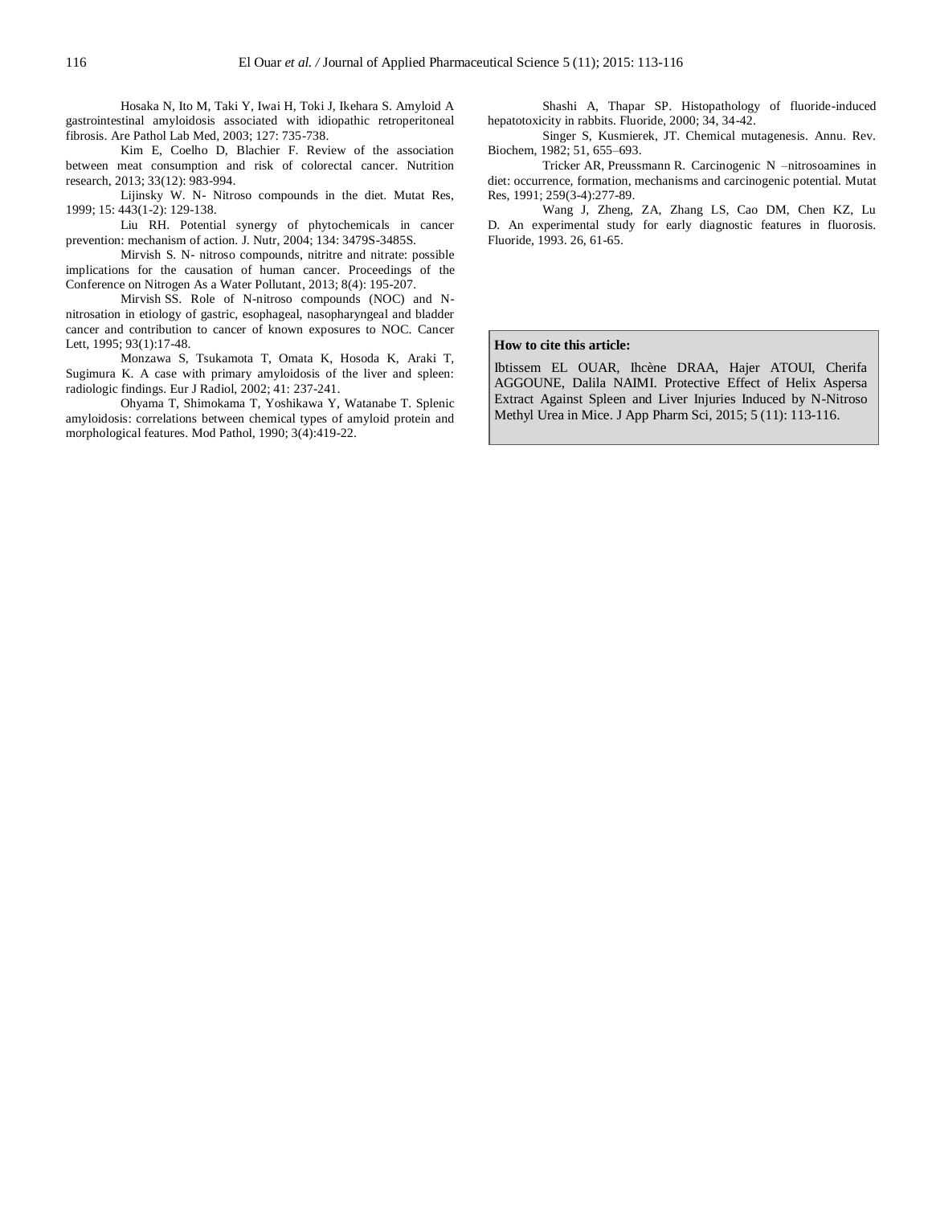Hosaka N, Ito M, Taki Y, Iwai H, Toki J, Ikehara S. Amyloid A gastrointestinal amyloidosis associated with idiopathic retroperitoneal fibrosis. Are Pathol Lab Med, 2003; 127: 735-738.

Kim E, Coelho D, Blachier F. Review of the association between meat consumption and risk of colorectal cancer. Nutrition research, 2013; 33(12): 983-994.

Lijinsky W. N- Nitroso compounds in the diet. Mutat Res, 1999; 15: 443(1-2): 129-138.

Liu RH. Potential synergy of phytochemicals in cancer prevention: mechanism of action. J. Nutr, 2004; 134: 3479S-3485S.

Mirvish S. N- nitroso compounds, nitritre and nitrate: possible implications for the causation of human cancer. Proceedings of the Conference on Nitrogen As a Water Pollutant, 2013; 8(4): 195-207.

Mirvish SS. Role of N-nitroso compounds (NOC) and N-nitrosation in etiology of gastric, esophageal, nasopharyngeal and bladder cancer and contribution to cancer of known exposures to NOC. Cancer Lett, 1995; 93(1):17-48.

Monzawa S, Tsukamota T, Omata K, Hosoda K, Araki T, Sugimura K. A case with primary amyloidosis of the liver and spleen: radiologic findings. Eur J Radiol, 2002; 41: 237-241.

Ohyama T, Shimokama T, Yoshikawa Y, Watanabe T. Splenic amyloidosis: correlations between chemical types of amyloid protein and morphological features. Mod Pathol, 1990; 3(4):419-22.

Shashi A, Thapar SP. Histopathology of fluoride-induced hepatotoxicity in rabbits. Fluoride, 2000; 34, 34-42.

Singer S, Kusmierek, JT. Chemical mutagenesis. Annu. Rev. Biochem, 1982; 51, 655–693.

Tricker AR, Preussmann R. Carcinogenic N –nitrosoamines in diet: occurrence, formation, mechanisms and carcinogenic potential. Mutat Res, 1991; 259(3-4):277-89.

Wang J, Zheng, ZA, Zhang LS, Cao DM, Chen KZ, Lu D. An experimental study for early diagnostic features in fluorosis. Fluoride, 1993. 26, 61-65.

**How to cite this article:**

Ibtissem EL OUAR, Ihcène DRAA, Hajer ATOUI, Cherifa AGGOUNE, Dalila NAIMI. Protective Effect of Helix Aspersa Extract Against Spleen and Liver Injuries Induced by N-Nitroso Methyl Urea in Mice. J App Pharm Sci, 2015; 5 (11): 113-116.